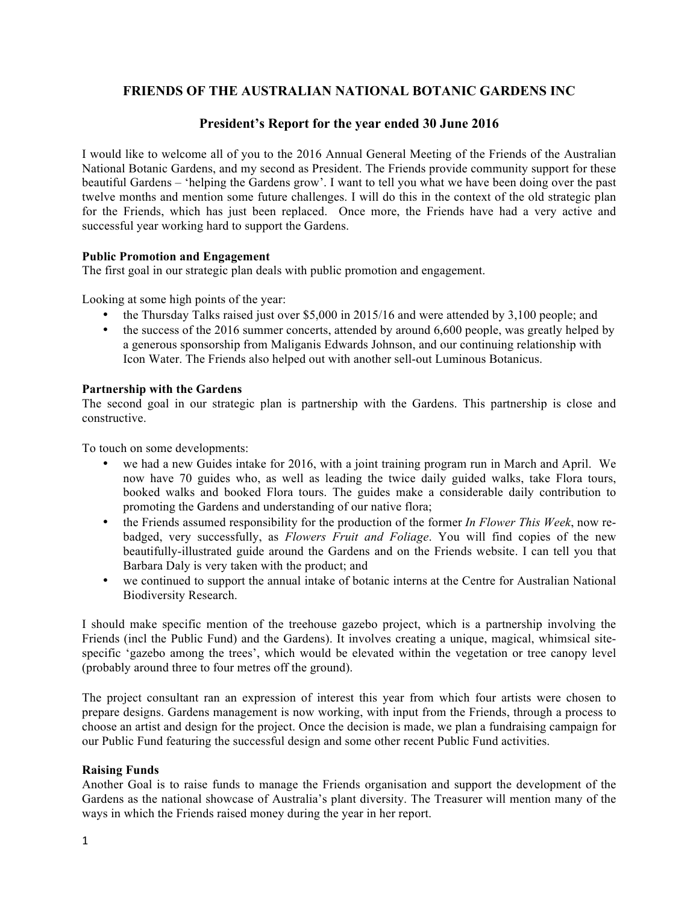# FRIENDS OF THE AUSTRALIAN NATIONAL BOTANIC GARDENS INC

## President's Report for the year ended 30 June 2016

I would like to welcome all of you to the 2016 Annual General Meeting of the Friends of the Australian National Botanic Gardens, and my second as President. The Friends provide community support for these beautiful Gardens – 'helping the Gardens grow'. I want to tell you what we have been doing over the past twelve months and mention some future challenges. I will do this in the context of the old strategic plan for the Friends, which has just been replaced. Once more, the Friends have had a very active and successful year working hard to support the Gardens.

**Public Promotion and Engagement**

The first goal in our strategic plan deals with public promotion and engagement.

Looking at some high points of the year:

- the Thursday Talks raised just over $5,000 in 2015/16 and were attended by 3,100 people; and
- the success of the 2016 summer concerts, attended by around 6,600 people, was greatly helped by a generous sponsorship from Maliganis Edwards Johnson, and our continuing relationship with Icon Water. The Friends also helped out with another sell-out Luminous Botanicus.

**Partnership with the Gardens**

The second goal in our strategic plan is partnership with the Gardens. This partnership is close and constructive.

To touch on some developments:

- we had a new Guides intake for 2016, with a joint training program run in March and April. We now have 70 guides who, as well as leading the twice daily guided walks, take Flora tours, booked walks and booked Flora tours. The guides make a considerable daily contribution to promoting the Gardens and understanding of our native flora;
- the Friends assumed responsibility for the production of the former *In Flower This Week*, now re-badged, very successfully, as *Flowers Fruit and Foliage*. You will find copies of the new beautifully-illustrated guide around the Gardens and on the Friends website. I can tell you that Barbara Daly is very taken with the product; and
- we continued to support the annual intake of botanic interns at the Centre for Australian National Biodiversity Research.

I should make specific mention of the treehouse gazebo project, which is a partnership involving the Friends (incl the Public Fund) and the Gardens). It involves creating a unique, magical, whimsical site-specific 'gazebo among the trees', which would be elevated within the vegetation or tree canopy level (probably around three to four metres off the ground).

The project consultant ran an expression of interest this year from which four artists were chosen to prepare designs. Gardens management is now working, with input from the Friends, through a process to choose an artist and design for the project. Once the decision is made, we plan a fundraising campaign for our Public Fund featuring the successful design and some other recent Public Fund activities.

**Raising Funds**

Another Goal is to raise funds to manage the Friends organisation and support the development of the Gardens as the national showcase of Australia's plant diversity. The Treasurer will mention many of the ways in which the Friends raised money during the year in her report.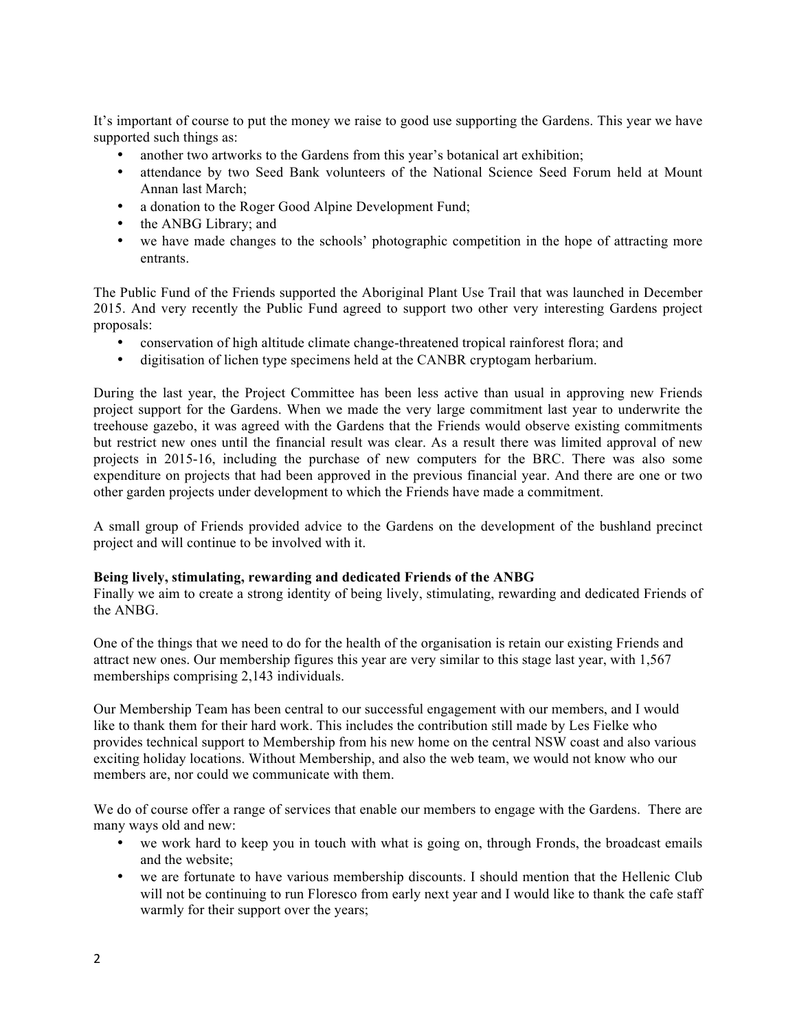It's important of course to put the money we raise to good use supporting the Gardens. This year we have supported such things as:

- another two artworks to the Gardens from this year's botanical art exhibition;
- attendance by two Seed Bank volunteers of the National Science Seed Forum held at Mount Annan last March;
- a donation to the Roger Good Alpine Development Fund;
- the ANBG Library; and
- we have made changes to the schools' photographic competition in the hope of attracting more entrants.

The Public Fund of the Friends supported the Aboriginal Plant Use Trail that was launched in December 2015. And very recently the Public Fund agreed to support two other very interesting Gardens project proposals:

- conservation of high altitude climate change-threatened tropical rainforest flora; and
- digitisation of lichen type specimens held at the CANBR cryptogam herbarium.

During the last year, the Project Committee has been less active than usual in approving new Friends project support for the Gardens. When we made the very large commitment last year to underwrite the treehouse gazebo, it was agreed with the Gardens that the Friends would observe existing commitments but restrict new ones until the financial result was clear. As a result there was limited approval of new projects in 2015-16, including the purchase of new computers for the BRC. There was also some expenditure on projects that had been approved in the previous financial year. And there are one or two other garden projects under development to which the Friends have made a commitment.

A small group of Friends provided advice to the Gardens on the development of the bushland precinct project and will continue to be involved with it.

**Being lively, stimulating, rewarding and dedicated Friends of the ANBG**

Finally we aim to create a strong identity of being lively, stimulating, rewarding and dedicated Friends of the ANBG.

One of the things that we need to do for the health of the organisation is retain our existing Friends and attract new ones. Our membership figures this year are very similar to this stage last year, with 1,567 memberships comprising 2,143 individuals.

Our Membership Team has been central to our successful engagement with our members, and I would like to thank them for their hard work. This includes the contribution still made by Les Fielke who provides technical support to Membership from his new home on the central NSW coast and also various exciting holiday locations. Without Membership, and also the web team, we would not know who our members are, nor could we communicate with them.

We do of course offer a range of services that enable our members to engage with the Gardens. There are many ways old and new:

- we work hard to keep you in touch with what is going on, through Fronds, the broadcast emails and the website;
- we are fortunate to have various membership discounts. I should mention that the Hellenic Club will not be continuing to run Floresco from early next year and I would like to thank the cafe staff warmly for their support over the years;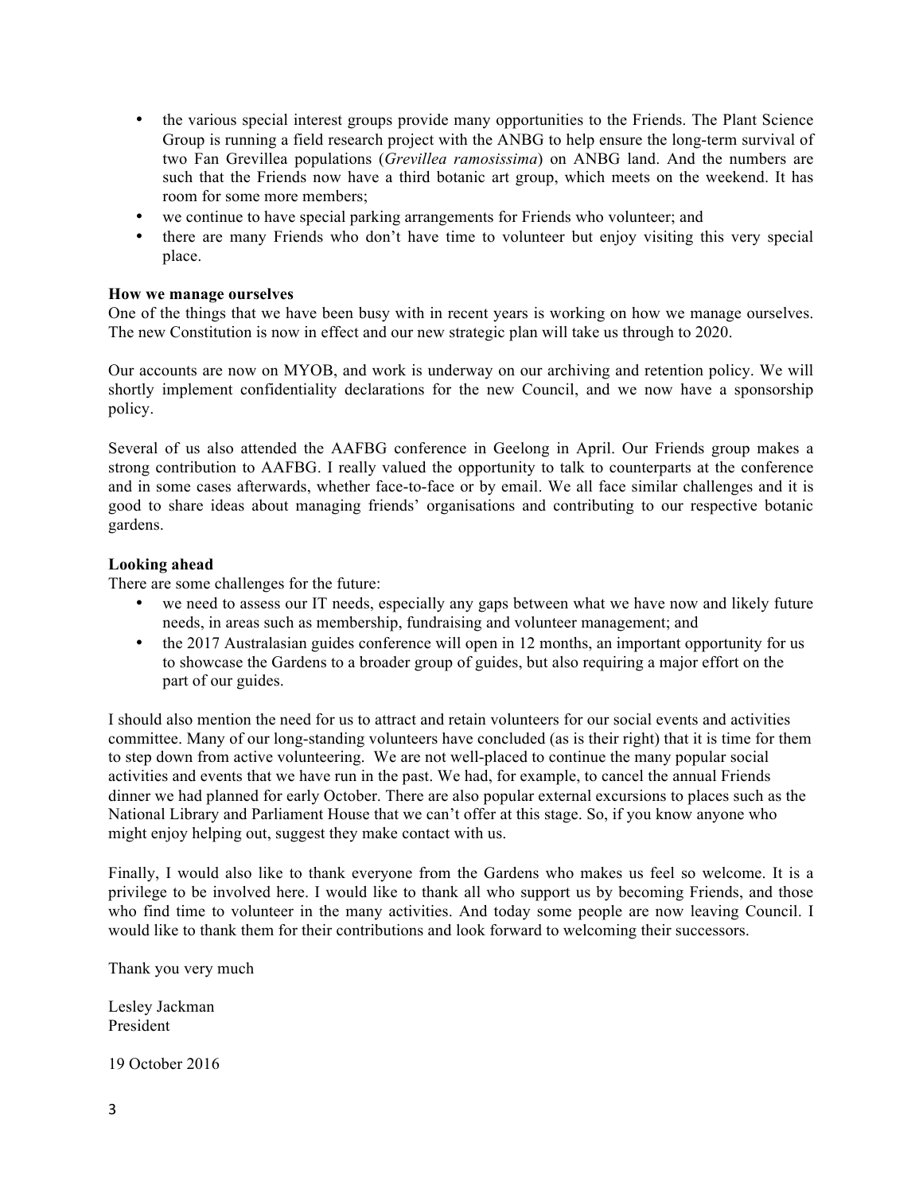- the various special interest groups provide many opportunities to the Friends. The Plant Science Group is running a field research project with the ANBG to help ensure the long-term survival of two Fan Grevillea populations (*Grevillea ramosissima*) on ANBG land. And the numbers are such that the Friends now have a third botanic art group, which meets on the weekend. It has room for some more members;
- we continue to have special parking arrangements for Friends who volunteer; and
- there are many Friends who don't have time to volunteer but enjoy visiting this very special place.

**How we manage ourselves**

One of the things that we have been busy with in recent years is working on how we manage ourselves. The new Constitution is now in effect and our new strategic plan will take us through to 2020.

Our accounts are now on MYOB, and work is underway on our archiving and retention policy. We will shortly implement confidentiality declarations for the new Council, and we now have a sponsorship policy.

Several of us also attended the AAFBG conference in Geelong in April. Our Friends group makes a strong contribution to AAFBG. I really valued the opportunity to talk to counterparts at the conference and in some cases afterwards, whether face-to-face or by email. We all face similar challenges and it is good to share ideas about managing friends' organisations and contributing to our respective botanic gardens.

**Looking ahead**

There are some challenges for the future:

- we need to assess our IT needs, especially any gaps between what we have now and likely future needs, in areas such as membership, fundraising and volunteer management; and
- the 2017 Australasian guides conference will open in 12 months, an important opportunity for us to showcase the Gardens to a broader group of guides, but also requiring a major effort on the part of our guides.

I should also mention the need for us to attract and retain volunteers for our social events and activities committee. Many of our long-standing volunteers have concluded (as is their right) that it is time for them to step down from active volunteering. We are not well-placed to continue the many popular social activities and events that we have run in the past. We had, for example, to cancel the annual Friends dinner we had planned for early October. There are also popular external excursions to places such as the National Library and Parliament House that we can't offer at this stage. So, if you know anyone who might enjoy helping out, suggest they make contact with us.

Finally, I would also like to thank everyone from the Gardens who makes us feel so welcome. It is a privilege to be involved here. I would like to thank all who support us by becoming Friends, and those who find time to volunteer in the many activities. And today some people are now leaving Council. I would like to thank them for their contributions and look forward to welcoming their successors.

Thank you very much

Lesley Jackman
President

19 October 2016